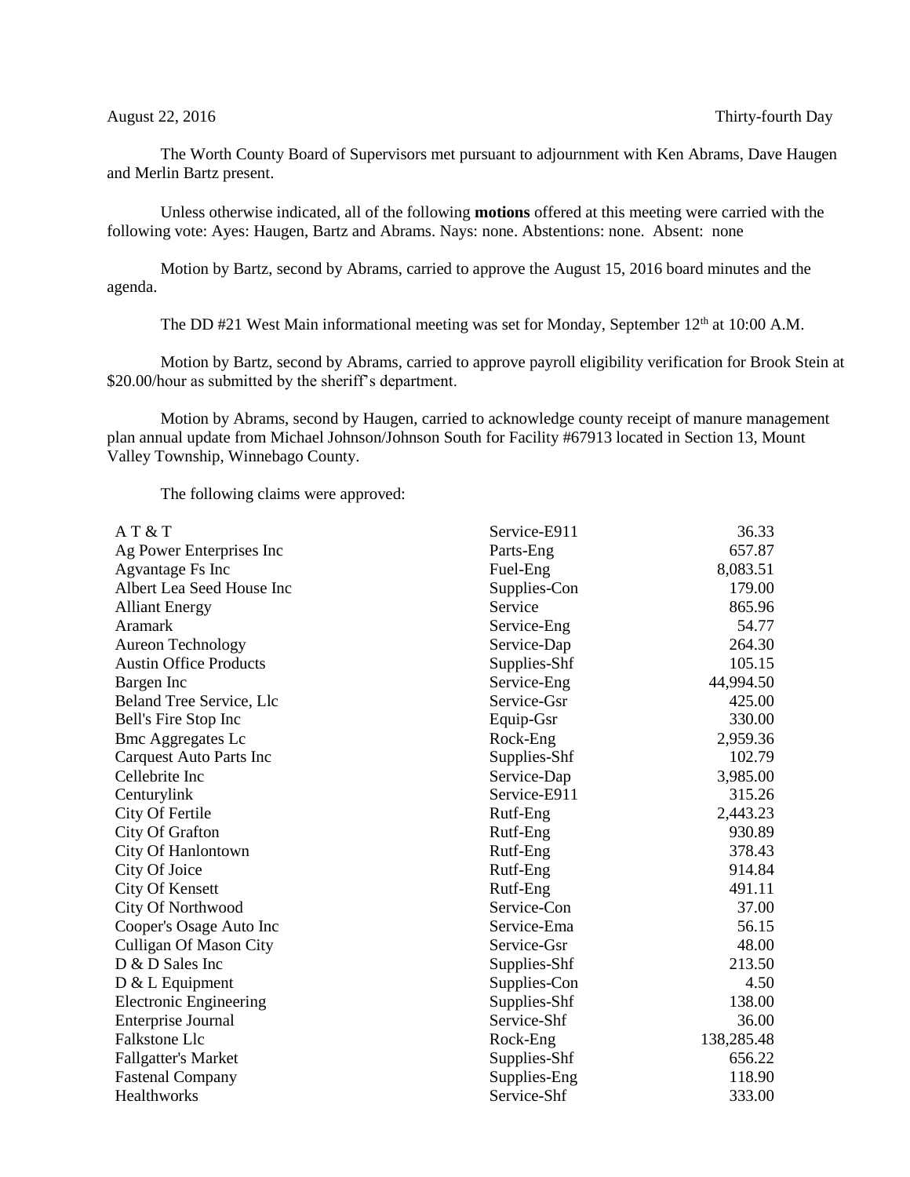August 22, 2016 Thirty-fourth Day

The Worth County Board of Supervisors met pursuant to adjournment with Ken Abrams, Dave Haugen and Merlin Bartz present.

Unless otherwise indicated, all of the following **motions** offered at this meeting were carried with the following vote: Ayes: Haugen, Bartz and Abrams. Nays: none. Abstentions: none. Absent: none

Motion by Bartz, second by Abrams, carried to approve the August 15, 2016 board minutes and the agenda.

The DD #21 West Main informational meeting was set for Monday, September 12th at 10:00 A.M.

Motion by Bartz, second by Abrams, carried to approve payroll eligibility verification for Brook Stein at $20.00/hour as submitted by the sheriff's department.

Motion by Abrams, second by Haugen, carried to acknowledge county receipt of manure management plan annual update from Michael Johnson/Johnson South for Facility #67913 located in Section 13, Mount Valley Township, Winnebago County.

The following claims were approved:

| | | |
|---|---|---|
| A T & T | Service-E911 | 36.33 |
| Ag Power Enterprises Inc | Parts-Eng | 657.87 |
| Agvantage Fs Inc | Fuel-Eng | 8,083.51 |
| Albert Lea Seed House Inc | Supplies-Con | 179.00 |
| Alliant Energy | Service | 865.96 |
| Aramark | Service-Eng | 54.77 |
| Aureon Technology | Service-Dap | 264.30 |
| Austin Office Products | Supplies-Shf | 105.15 |
| Bargen Inc | Service-Eng | 44,994.50 |
| Beland Tree Service, Llc | Service-Gsr | 425.00 |
| Bell's Fire Stop Inc | Equip-Gsr | 330.00 |
| Bmc Aggregates Lc | Rock-Eng | 2,959.36 |
| Carquest Auto Parts Inc | Supplies-Shf | 102.79 |
| Cellebrite Inc | Service-Dap | 3,985.00 |
| Centurylink | Service-E911 | 315.26 |
| City Of Fertile | Rutf-Eng | 2,443.23 |
| City Of Grafton | Rutf-Eng | 930.89 |
| City Of Hanlontown | Rutf-Eng | 378.43 |
| City Of Joice | Rutf-Eng | 914.84 |
| City Of Kensett | Rutf-Eng | 491.11 |
| City Of Northwood | Service-Con | 37.00 |
| Cooper's Osage Auto Inc | Service-Ema | 56.15 |
| Culligan Of Mason City | Service-Gsr | 48.00 |
| D & D Sales Inc | Supplies-Shf | 213.50 |
| D & L Equipment | Supplies-Con | 4.50 |
| Electronic Engineering | Supplies-Shf | 138.00 |
| Enterprise Journal | Service-Shf | 36.00 |
| Falkstone Llc | Rock-Eng | 138,285.48 |
| Fallgatter's Market | Supplies-Shf | 656.22 |
| Fastenal Company | Supplies-Eng | 118.90 |
| Healthworks | Service-Shf | 333.00 |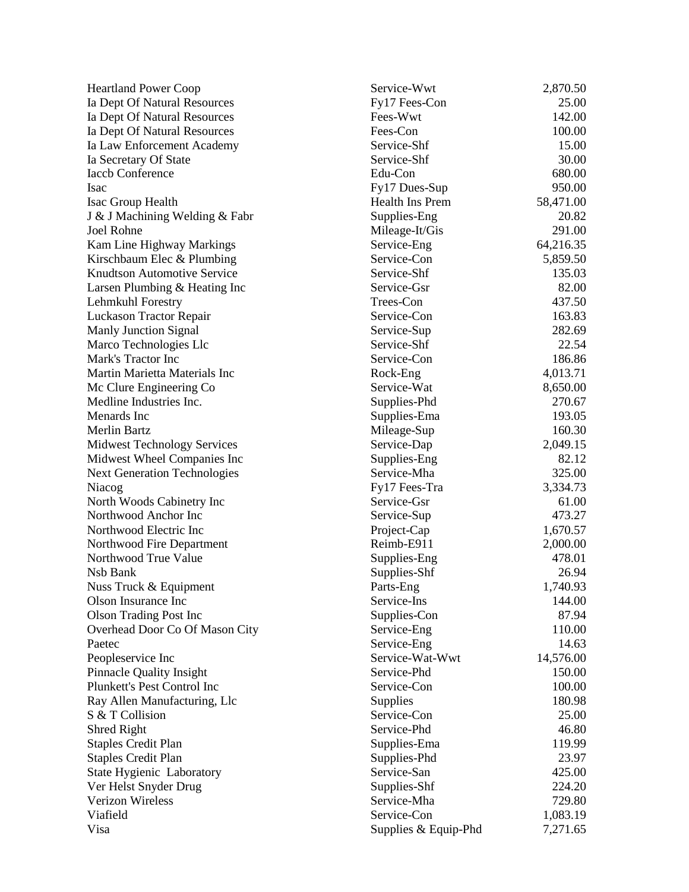| | | |
|---|---|---|
| Heartland Power Coop | Service-Wwt | 2,870.50 |
| Ia Dept Of Natural Resources | Fy17 Fees-Con | 25.00 |
| Ia Dept Of Natural Resources | Fees-Wwt | 142.00 |
| Ia Dept Of Natural Resources | Fees-Con | 100.00 |
| Ia Law Enforcement Academy | Service-Shf | 15.00 |
| Ia Secretary Of State | Service-Shf | 30.00 |
| Iaccb Conference | Edu-Con | 680.00 |
| Isac | Fy17 Dues-Sup | 950.00 |
| Isac Group Health | Health Ins Prem | 58,471.00 |
| J & J Machining Welding & Fabr | Supplies-Eng | 20.82 |
| Joel Rohne | Mileage-It/Gis | 291.00 |
| Kam Line Highway Markings | Service-Eng | 64,216.35 |
| Kirschbaum Elec & Plumbing | Service-Con | 5,859.50 |
| Knudtson Automotive Service | Service-Shf | 135.03 |
| Larsen Plumbing & Heating Inc | Service-Gsr | 82.00 |
| Lehmkuhl Forestry | Trees-Con | 437.50 |
| Luckason Tractor Repair | Service-Con | 163.83 |
| Manly Junction Signal | Service-Sup | 282.69 |
| Marco Technologies Llc | Service-Shf | 22.54 |
| Mark's Tractor Inc | Service-Con | 186.86 |
| Martin Marietta Materials Inc | Rock-Eng | 4,013.71 |
| Mc Clure Engineering Co | Service-Wat | 8,650.00 |
| Medline Industries Inc. | Supplies-Phd | 270.67 |
| Menards Inc | Supplies-Ema | 193.05 |
| Merlin Bartz | Mileage-Sup | 160.30 |
| Midwest Technology Services | Service-Dap | 2,049.15 |
| Midwest Wheel Companies Inc | Supplies-Eng | 82.12 |
| Next Generation Technologies | Service-Mha | 325.00 |
| Niacog | Fy17 Fees-Tra | 3,334.73 |
| North Woods Cabinetry Inc | Service-Gsr | 61.00 |
| Northwood Anchor Inc | Service-Sup | 473.27 |
| Northwood Electric Inc | Project-Cap | 1,670.57 |
| Northwood Fire Department | Reimb-E911 | 2,000.00 |
| Northwood True Value | Supplies-Eng | 478.01 |
| Nsb Bank | Supplies-Shf | 26.94 |
| Nuss Truck & Equipment | Parts-Eng | 1,740.93 |
| Olson Insurance Inc | Service-Ins | 144.00 |
| Olson Trading Post Inc | Supplies-Con | 87.94 |
| Overhead Door Co Of Mason City | Service-Eng | 110.00 |
| Paetec | Service-Eng | 14.63 |
| Peopleservice Inc | Service-Wat-Wwt | 14,576.00 |
| Pinnacle Quality Insight | Service-Phd | 150.00 |
| Plunkett's Pest Control Inc | Service-Con | 100.00 |
| Ray Allen Manufacturing, Llc | Supplies | 180.98 |
| S & T Collision | Service-Con | 25.00 |
| Shred Right | Service-Phd | 46.80 |
| Staples Credit Plan | Supplies-Ema | 119.99 |
| Staples Credit Plan | Supplies-Phd | 23.97 |
| State Hygienic Laboratory | Service-San | 425.00 |
| Ver Helst Snyder Drug | Supplies-Shf | 224.20 |
| Verizon Wireless | Service-Mha | 729.80 |
| Viafield | Service-Con | 1,083.19 |
| Visa | Supplies & Equip-Phd | 7,271.65 |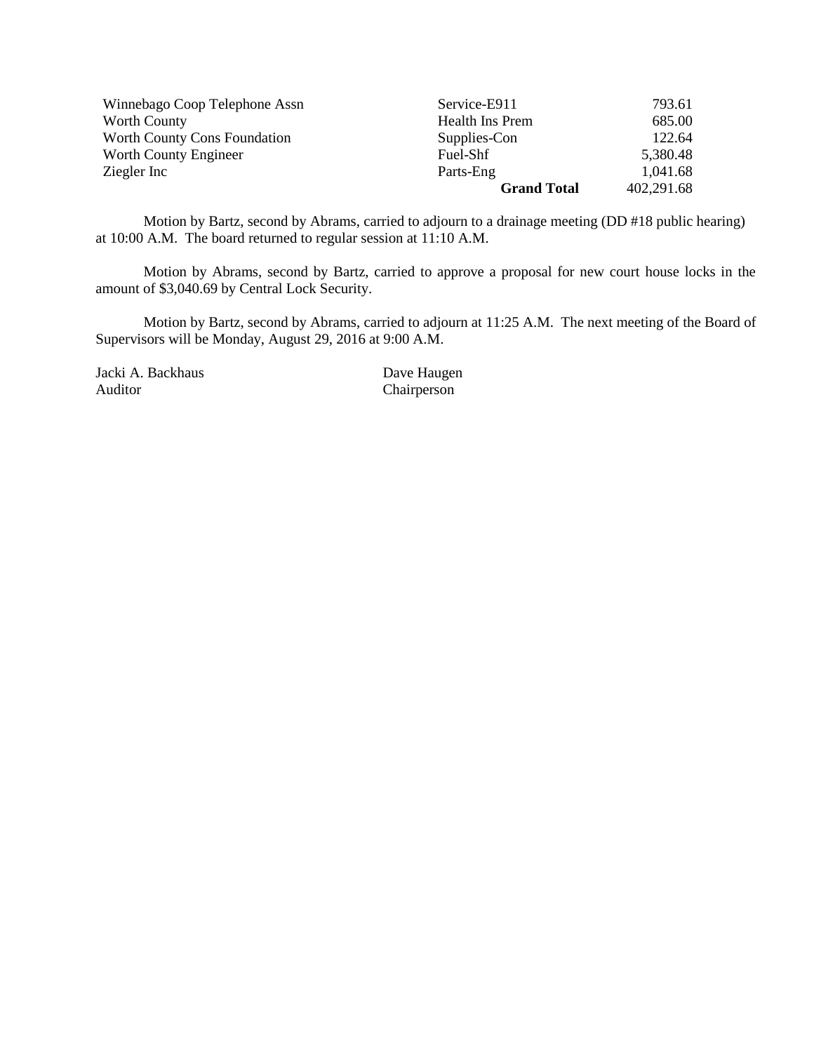| | | |
|---|---|---|
| Winnebago Coop Telephone Assn | Service-E911 | 793.61 |
| Worth County | Health Ins Prem | 685.00 |
| Worth County Cons Foundation | Supplies-Con | 122.64 |
| Worth County Engineer | Fuel-Shf | 5,380.48 |
| Ziegler Inc | Parts-Eng | 1,041.68 |
| | **Grand Total** | 402,291.68 |

Motion by Bartz, second by Abrams, carried to adjourn to a drainage meeting (DD #18 public hearing) at 10:00 A.M. The board returned to regular session at 11:10 A.M.

Motion by Abrams, second by Bartz, carried to approve a proposal for new court house locks in the amount of $3,040.69 by Central Lock Security.

Motion by Bartz, second by Abrams, carried to adjourn at 11:25 A.M. The next meeting of the Board of Supervisors will be Monday, August 29, 2016 at 9:00 A.M.

Jacki A. Backhaus
Auditor

Dave Haugen
Chairperson